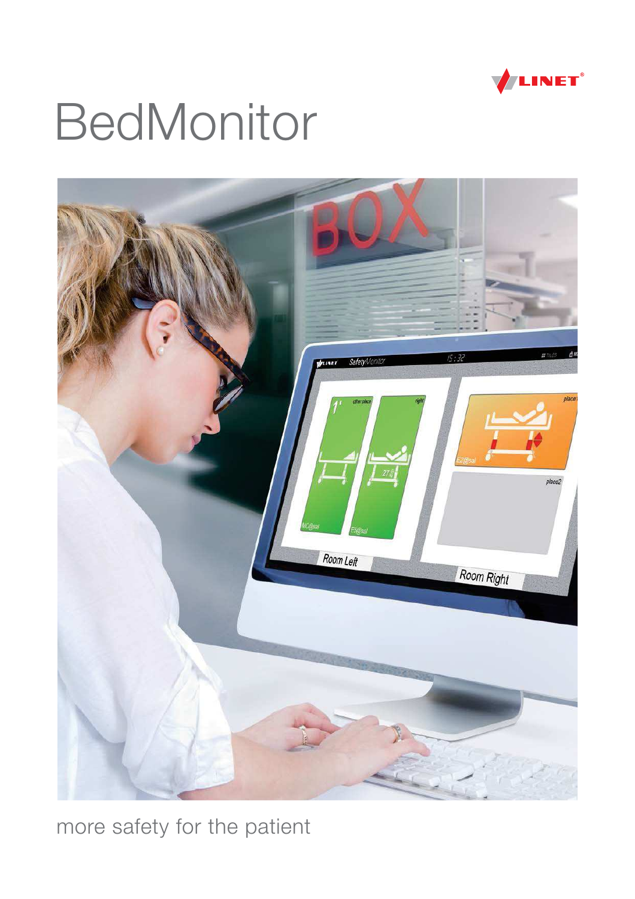LINET

# BedMonitor

more safety for the patient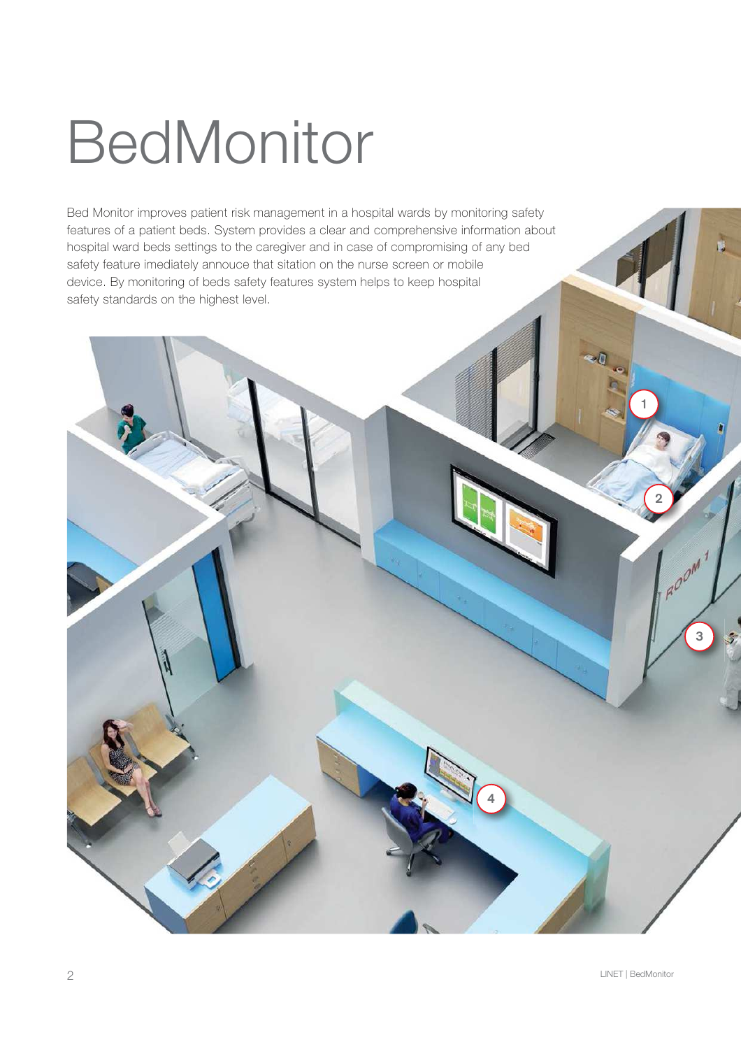# BedMonitor

Bed Monitor improves patient risk management in a hospital wards by monitoring safety features of a patient beds. System provides a clear and comprehensive information about hospital ward beds settings to the caregiver and in case of compromising of any bed safety feature imediately annouce that sitation on the nurse screen or mobile device. By monitoring of beds safety features system helps to keep hospital safety standards on the highest level.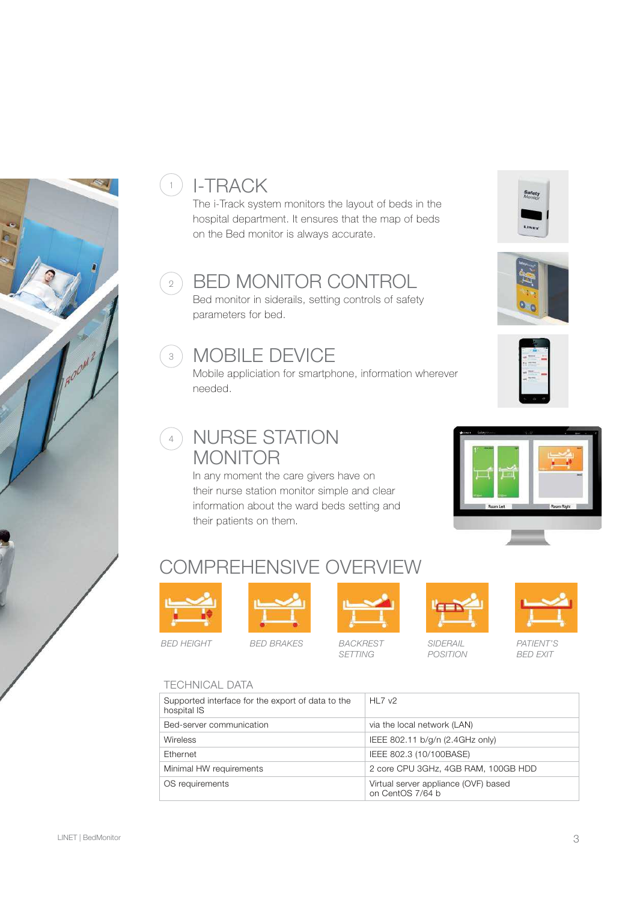## 1 I-TRACK

The i-Track system monitors the layout of beds in the hospital department. It ensures that the map of beds on the Bed monitor is always accurate.

## 2 BED MONITOR CONTROL

Bed monitor in siderails, setting controls of safety parameters for bed.

## 3 MOBILE DEVICE

Mobile appliciation for smartphone, information wherever needed.

## 4 NURSE STATION MONITOR

In any moment the care givers have on their nurse station monitor simple and clear information about the ward beds setting and their patients on them.

## COMPREHENSIVE OVERVIEW

*BED HEIGHT*

*BED BRAKES*

*BACKREST SETTING*

*SIDERAIL POSITION*

*PATIENT'S BED EXIT*

### TECHNICAL DATA

| | |
|---|---|
| Supported interface for the export of data to the hospital IS | HL7 v2 |
| Bed-server communication | via the local network (LAN) |
| Wireless | IEEE 802.11 b/g/n (2.4GHz only) |
| Ethernet | IEEE 802.3 (10/100BASE) |
| Minimal HW requirements | 2 core CPU 3GHz, 4GB RAM, 100GB HDD |
| OS requirements | Virtual server appliance (OVF) based on CentOS 7/64 b |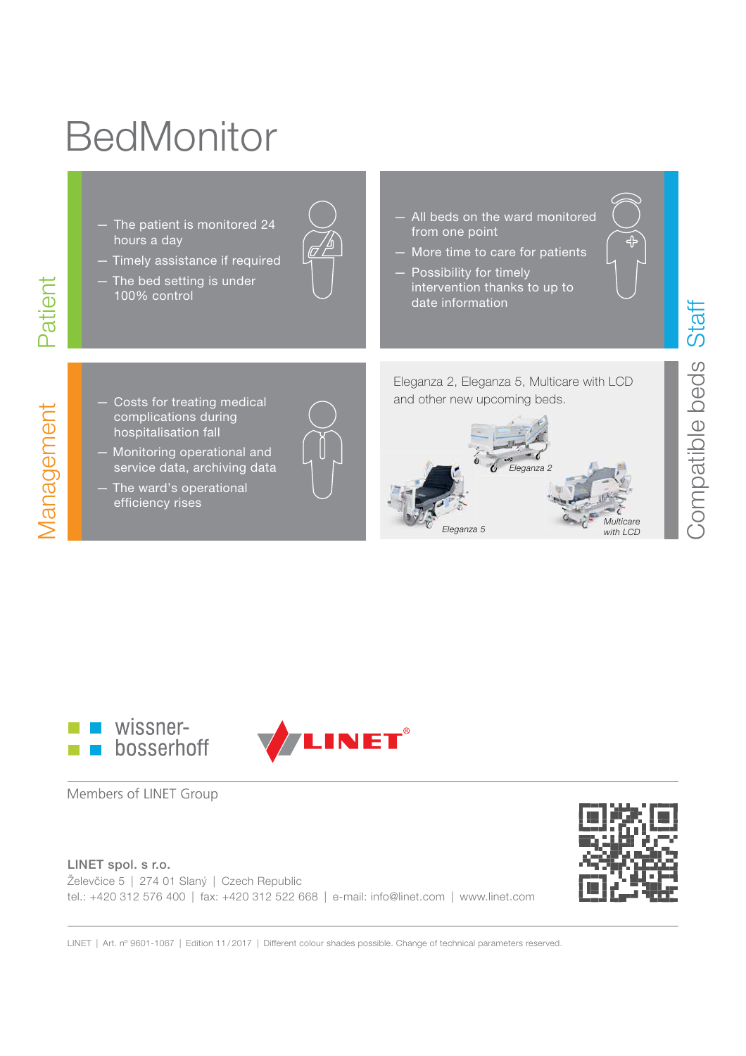# BedMonitor

## Patient

- The patient is monitored 24 hours a day
- Timely assistance if required
- The bed setting is under 100% control

## Staff

- All beds on the ward monitored from one point
- More time to care for patients
- Possibility for timely intervention thanks to up to date information

## Management

- Costs for treating medical complications during hospitalisation fall
- Monitoring operational and service data, archiving data
- The ward's operational efficiency rises

## Compatible beds

Eleganza 2, Eleganza 5, Multicare with LCD and other new upcoming beds.

*Eleganza 2*

*Eleganza 5*

*Multicare with LCD*

wissner-bosserhoff

LINET®

Members of LINET Group

**LINET spol. s r.o.**
Želevčice 5 | 274 01 Slaný | Czech Republic
tel.: +420 312 576 400 | fax: +420 312 522 668 | e-mail: info@linet.com | www.linet.com

LINET | Art. nº 9601-1067 | Edition 11/2017 | Different colour shades possible. Change of technical parameters reserved.